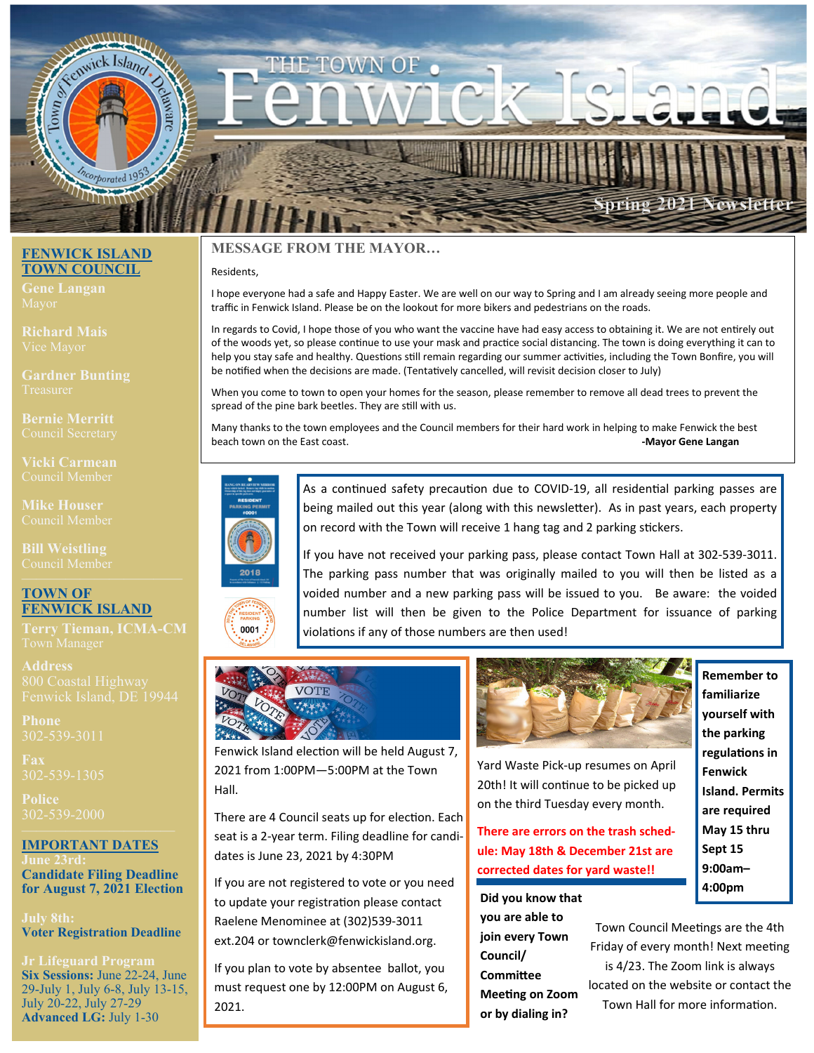# THE TOWN OF Fenwick Island

Spring 2021 Newsletter

## MESSAGE FROM THE MAYOR…

Residents,

I hope everyone had a safe and Happy Easter. We are well on our way to Spring and I am already seeing more people and traffic in Fenwick Island. Please be on the lookout for more bikers and pedestrians on the roads.

In regards to Covid, I hope those of you who want the vaccine have had easy access to obtaining it. We are not entirely out of the woods yet, so please continue to use your mask and practice social distancing. The town is doing everything it can to help you stay safe and healthy. Questions still remain regarding our summer activities, including the Town Bonfire, you will be notified when the decisions are made. (Tentatively cancelled, will revisit decision closer to July)

When you come to town to open your homes for the season, please remember to remove all dead trees to prevent the spread of the pine bark beetles. They are still with us.

Many thanks to the town employees and the Council members for their hard work in helping to make Fenwick the best beach town on the East coast.

**-Mayor Gene Langan**

---

As a continued safety precaution due to COVID-19, all residential parking passes are being mailed out this year (along with this newsletter). As in past years, each property on record with the Town will receive 1 hang tag and 2 parking stickers.

If you have not received your parking pass, please contact Town Hall at 302-539-3011. The parking pass number that was originally mailed to you will then be listed as a voided number and a new parking pass will be issued to you. Be aware: the voided number list will then be given to the Police Department for issuance of parking violations if any of those numbers are then used!

---

Fenwick Island election will be held August 7, 2021 from 1:00PM—5:00PM at the Town Hall.

There are 4 Council seats up for election. Each seat is a 2-year term. Filing deadline for candidates is June 23, 2021 by 4:30PM

If you are not registered to vote or you need to update your registration please contact Raelene Menominee at (302)539-3011 ext.204 or townclerk@fenwickisland.org.

If you plan to vote by absentee ballot, you must request one by 12:00PM on August 6, 2021.

---

Yard Waste Pick-up resumes on April 20th! It will continue to be picked up on the third Tuesday every month.

**There are errors on the trash schedule: May 18th & December 21st are corrected dates for yard waste!!**

---

**Remember to familiarize yourself with the parking regulations in Fenwick Island. Permits are required May 15 thru Sept 15 9:00am–4:00pm**

---

**Did you know that you are able to join every Town Council/ Committee Meeting on Zoom or by dialing in?**

Town Council Meetings are the 4th Friday of every month! Next meeting is 4/23. The Zoom link is always located on the website or contact the Town Hall for more information.

---

## FENWICK ISLAND TOWN COUNCIL

**Gene Langan**
Mayor

**Richard Mais**
Vice Mayor

**Gardner Bunting**
Treasurer

**Bernie Merritt**
Council Secretary

**Vicki Carmean**
Council Member

**Mike Houser**
Council Member

**Bill Weistling**
Council Member

## TOWN OF FENWICK ISLAND

**Terry Tieman, ICMA-CM**
Town Manager

**Address**
800 Coastal Highway
Fenwick Island, DE 19944

**Phone**
302-539-3011

**Fax**
302-539-1305

**Police**
302-539-2000

## IMPORTANT DATES

**June 23rd:**
**Candidate Filing Deadline for August 7, 2021 Election**

**July 8th:**
**Voter Registration Deadline**

**Jr Lifeguard Program**
**Six Sessions:** June 22-24, June 29-July 1, July 6-8, July 13-15, July 20-22, July 27-29
**Advanced LG:** July 1-30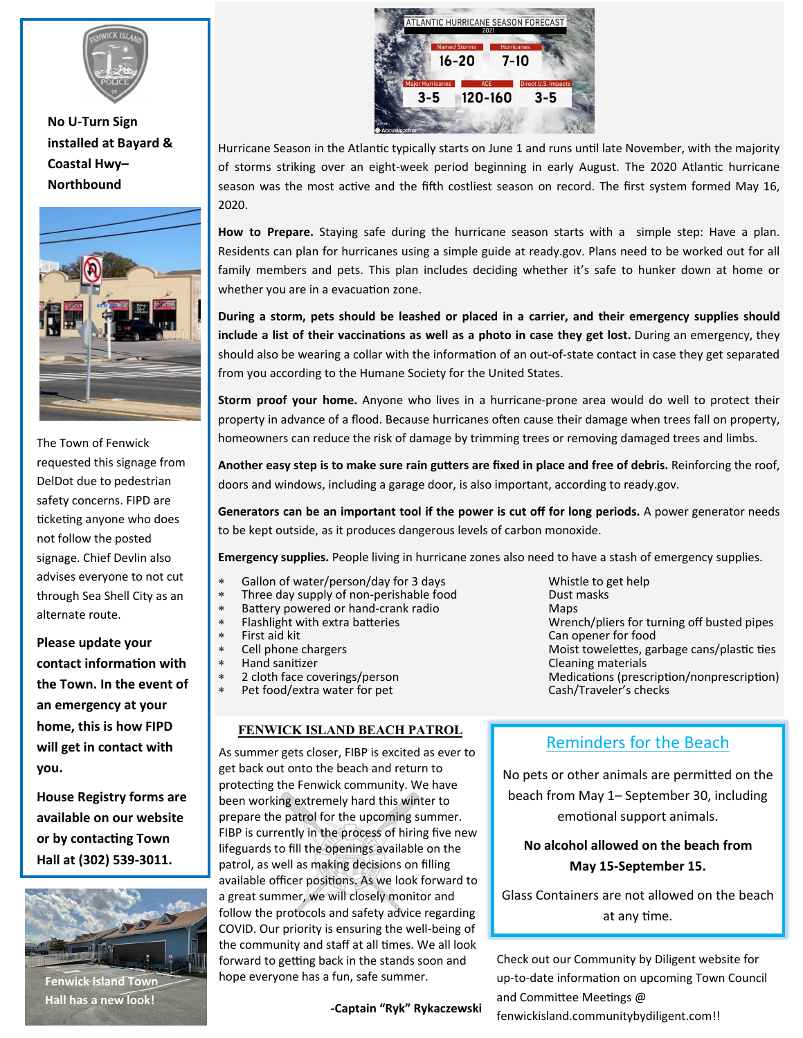**No U-Turn Sign installed at Bayard & Coastal Hwy–Northbound**

The Town of Fenwick requested this signage from DelDot due to pedestrian safety concerns. FIPD are ticketing anyone who does not follow the posted signage. Chief Devlin also advises everyone to not cut through Sea Shell City as an alternate route.

**Please update your contact information with the Town. In the event of an emergency at your home, this is how FIPD will get in contact with you.**

**House Registry forms are available on our website or by contacting Town Hall at (302) 539-3011.**

Fenwick Island Town Hall has a new look!

ATLANTIC HURRICANE SEASON FORECAST 2021

Named Storms 16-20
Hurricanes 7-10
Major Hurricanes 3-5
ACE 120-160
Direct U.S. Impacts 3-5

AccuWeather

Hurricane Season in the Atlantic typically starts on June 1 and runs until late November, with the majority of storms striking over an eight-week period beginning in early August. The 2020 Atlantic hurricane season was the most active and the fifth costliest season on record. The first system formed May 16, 2020.

**How to Prepare.** Staying safe during the hurricane season starts with a simple step: Have a plan. Residents can plan for hurricanes using a simple guide at ready.gov. Plans need to be worked out for all family members and pets. This plan includes deciding whether it's safe to hunker down at home or whether you are in a evacuation zone.

**During a storm, pets should be leashed or placed in a carrier, and their emergency supplies should include a list of their vaccinations as well as a photo in case they get lost.** During an emergency, they should also be wearing a collar with the information of an out-of-state contact in case they get separated from you according to the Humane Society for the United States.

**Storm proof your home.** Anyone who lives in a hurricane-prone area would do well to protect their property in advance of a flood. Because hurricanes often cause their damage when trees fall on property, homeowners can reduce the risk of damage by trimming trees or removing damaged trees and limbs.

**Another easy step is to make sure rain gutters are fixed in place and free of debris.** Reinforcing the roof, doors and windows, including a garage door, is also important, according to ready.gov.

**Generators can be an important tool if the power is cut off for long periods.** A power generator needs to be kept outside, as it produces dangerous levels of carbon monoxide.

**Emergency supplies.** People living in hurricane zones also need to have a stash of emergency supplies.

- Gallon of water/person/day for 3 days
- Three day supply of non-perishable food
- Battery powered or hand-crank radio
- Flashlight with extra batteries
- First aid kit
- Cell phone chargers
- Hand sanitizer
- 2 cloth face coverings/person
- Pet food/extra water for pet

Whistle to get help
Dust masks
Maps
Wrench/pliers for turning off busted pipes
Can opener for food
Moist towelettes, garbage cans/plastic ties
Cleaning materials
Medications (prescription/nonprescription)
Cash/Traveler's checks

## FENWICK ISLAND BEACH PATROL

As summer gets closer, FIBP is excited as ever to get back out onto the beach and return to protecting the Fenwick community. We have been working extremely hard this winter to prepare the patrol for the upcoming summer. FIBP is currently in the process of hiring five new lifeguards to fill the openings available on the patrol, as well as making decisions on filling available officer positions. As we look forward to a great summer, we will closely monitor and follow the protocols and safety advice regarding COVID. Our priority is ensuring the well-being of the community and staff at all times. We all look forward to getting back in the stands soon and hope everyone has a fun, safe summer.

**-Captain "Ryk" Rykaczewski**

## Reminders for the Beach

No pets or other animals are permitted on the beach from May 1– September 30, including emotional support animals.

**No alcohol allowed on the beach from May 15-September 15.**

Glass Containers are not allowed on the beach at any time.

Check out our Community by Diligent website for up-to-date information on upcoming Town Council and Committee Meetings @ fenwickisland.communitybydiligent.com!!